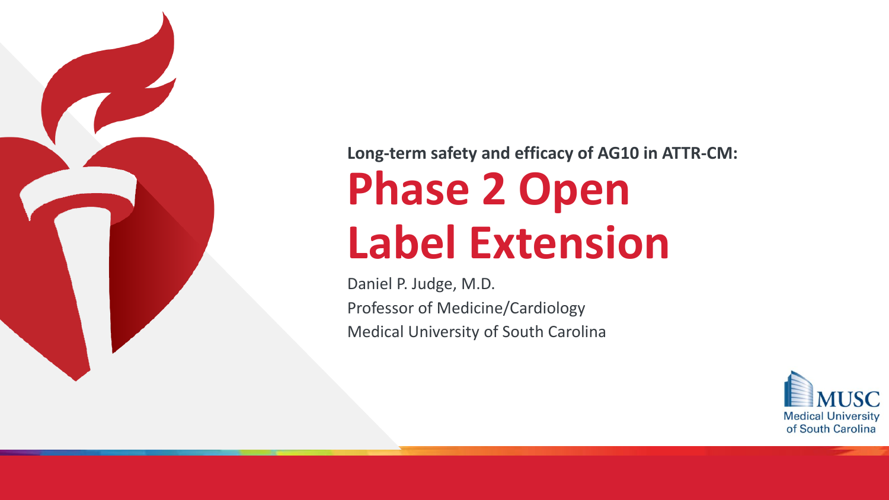**Long-term safety and efficacy of AG10 in ATTR-CM:**

# Phase 2 Open Label Extension

Daniel P. Judge, M.D.

Professor of Medicine/Cardiology

Medical University of South Carolina

MUSC Medical University of South Carolina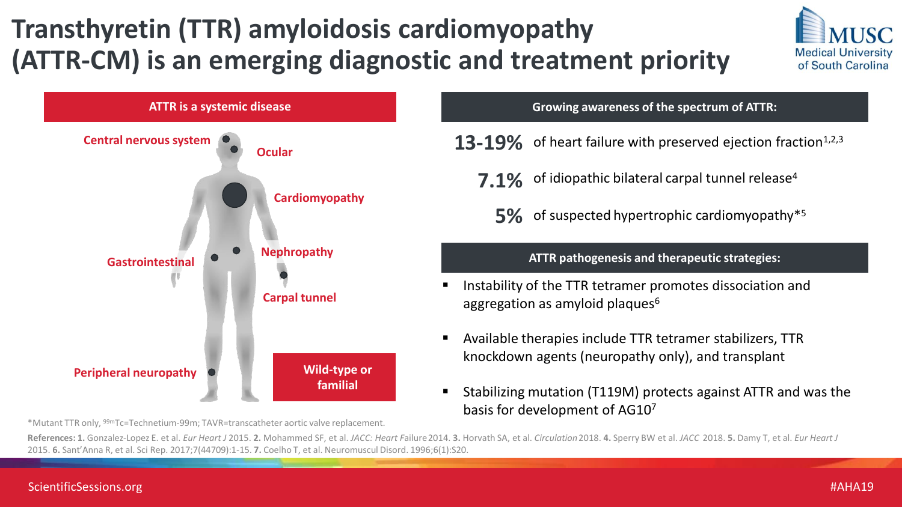# Transthyretin (TTR) amyloidosis cardiomyopathy (ATTR-CM) is an emerging diagnostic and treatment priority

## ATTR is a systemic disease

- Central nervous system
- Ocular
- Cardiomyopathy
- Nephropathy
- Gastrointestinal
- Carpal tunnel
- Peripheral neuropathy

**Wild-type or familial**

## Growing awareness of the spectrum of ATTR:

**13-19%** of heart failure with preserved ejection fraction[1,2,3]

**7.1%** of idiopathic bilateral carpal tunnel release[4]

**5%** of suspected hypertrophic cardiomyopathy*[5]

## ATTR pathogenesis and therapeutic strategies:

- Instability of the TTR tetramer promotes dissociation and aggregation as amyloid plaques[6]
- Available therapies include TTR tetramer stabilizers, TTR knockdown agents (neuropathy only), and transplant
- Stabilizing mutation (T119M) protects against ATTR and was the basis for development of AG10[7]

*Mutant TTR only, $^{99m}$Tc=Technetium-99m; TAVR=transcatheter aortic valve replacement.

**References: 1.** Gonzalez-Lopez E. et al. *Eur Heart J* 2015. **2.** Mohammed SF, et al. *JACC: Heart Failure* 2014. **3.** Horvath SA, et al. *Circulation* 2018. **4.** Sperry BW et al. *JACC* 2018. **5.** Damy T, et al. *Eur Heart J* 2015. **6.** Sant'Anna R, et al. Sci Rep. 2017;7(44709):1-15. **7.** Coelho T, et al. Neuromuscul Disord. 1996;6(1):S20.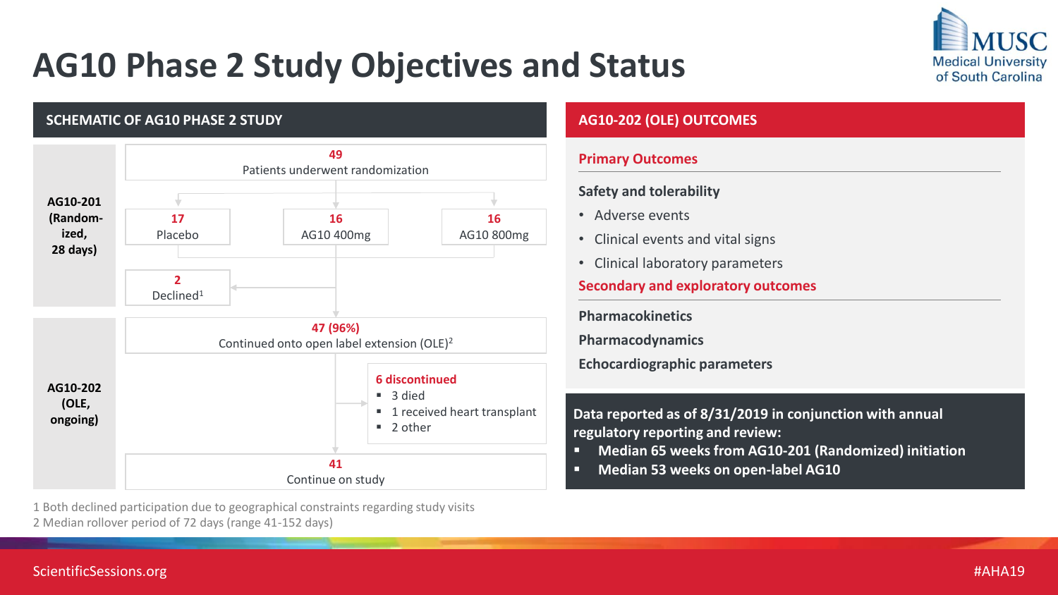# AG10 Phase 2 Study Objectives and Status

## SCHEMATIC OF AG10 PHASE 2 STUDY

**AG10-201 (Randomized, 28 days)**

- **49** Patients underwent randomization
  - **17** Placebo
  - **16** AG10 400mg
  - **16** AG10 800mg
- **2** Declined[1]

**AG10-202 (OLE, ongoing)**

- **47 (96%)** Continued onto open label extension (OLE)[2]
- **6 discontinued**
  - 3 died
  - 1 received heart transplant
  - 2 other
- **41** Continue on study

1 Both declined participation due to geographical constraints regarding study visits

2 Median rollover period of 72 days (range 41-152 days)

## AG10-202 (OLE) OUTCOMES

### Primary Outcomes

**Safety and tolerability**

- Adverse events
- Clinical events and vital signs
- Clinical laboratory parameters

### Secondary and exploratory outcomes

**Pharmacokinetics**

**Pharmacodynamics**

**Echocardiographic parameters**

**Data reported as of 8/31/2019 in conjunction with annual regulatory reporting and review:**

- **Median 65 weeks from AG10-201 (Randomized) initiation**
- **Median 53 weeks on open-label AG10**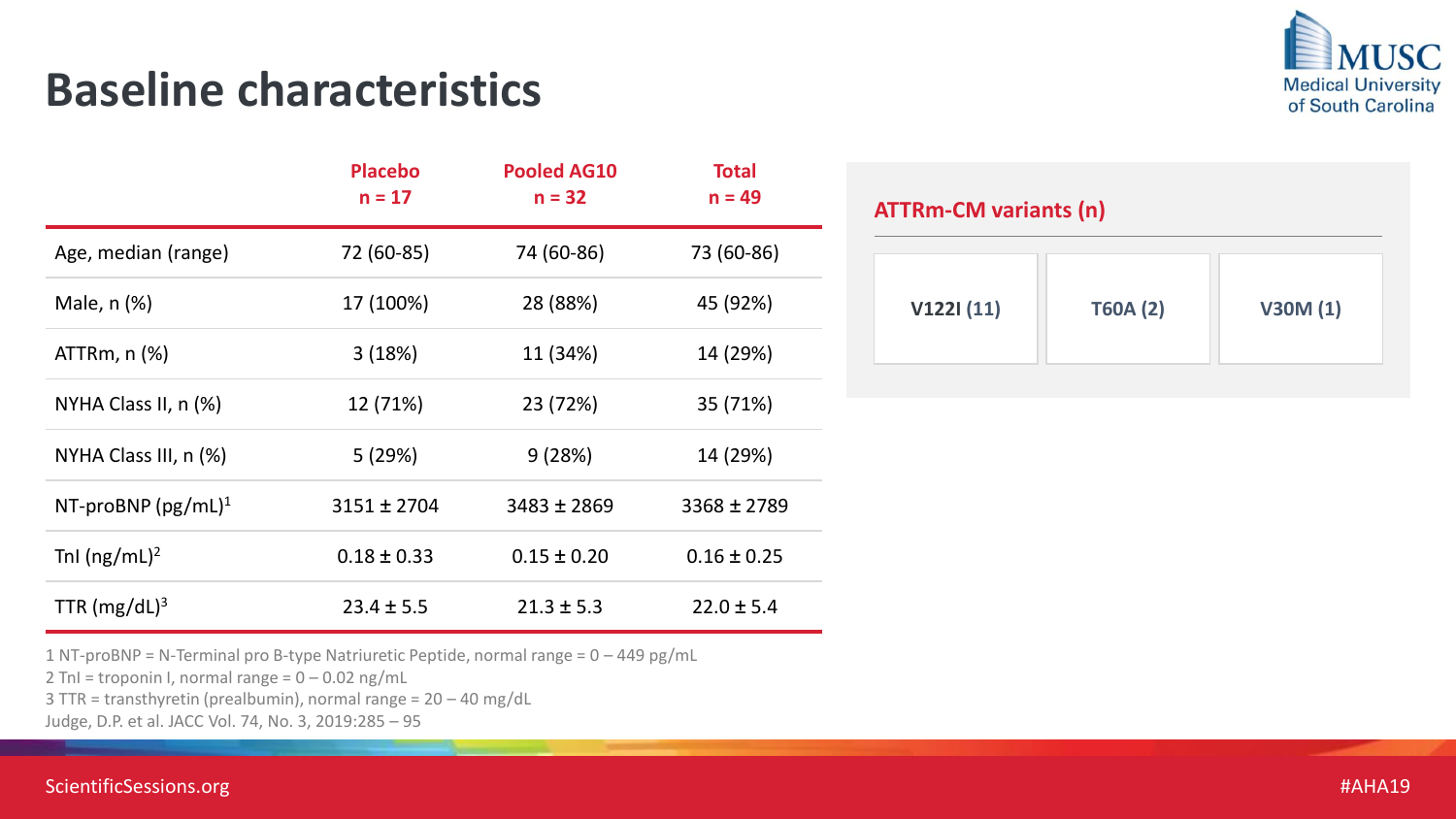# Baseline characteristics

| | Placebo n = 17 | Pooled AG10 n = 32 | Total n = 49 |
|---|---|---|---|
| Age, median (range) | 72 (60-85) | 74 (60-86) | 73 (60-86) |
| Male, n (%) | 17 (100%) | 28 (88%) | 45 (92%) |
| ATTRm, n (%) | 3 (18%) | 11 (34%) | 14 (29%) |
| NYHA Class II, n (%) | 12 (71%) | 23 (72%) | 35 (71%) |
| NYHA Class III, n (%) | 5 (29%) | 9 (28%) | 14 (29%) |
| NT-proBNP (pg/mL)[1] | 3151 ± 2704 | 3483 ± 2869 | 3368 ± 2789 |
| TnI (ng/mL)[2] | 0.18 ± 0.33 | 0.15 ± 0.20 | 0.16 ± 0.25 |
| TTR (mg/dL)[3] | 23.4 ± 5.5 | 21.3 ± 5.3 | 22.0 ± 5.4 |

1 NT-proBNP = N-Terminal pro B-type Natriuretic Peptide, normal range = 0 – 449 pg/mL
2 TnI = troponin I, normal range = 0 – 0.02 ng/mL
3 TTR = transthyretin (prealbumin), normal range = 20 – 40 mg/dL
Judge, D.P. et al. JACC Vol. 74, No. 3, 2019:285 – 95

## ATTRm-CM variants (n)

| V122I (11) | T60A (2) | V30M (1) |
|---|---|---|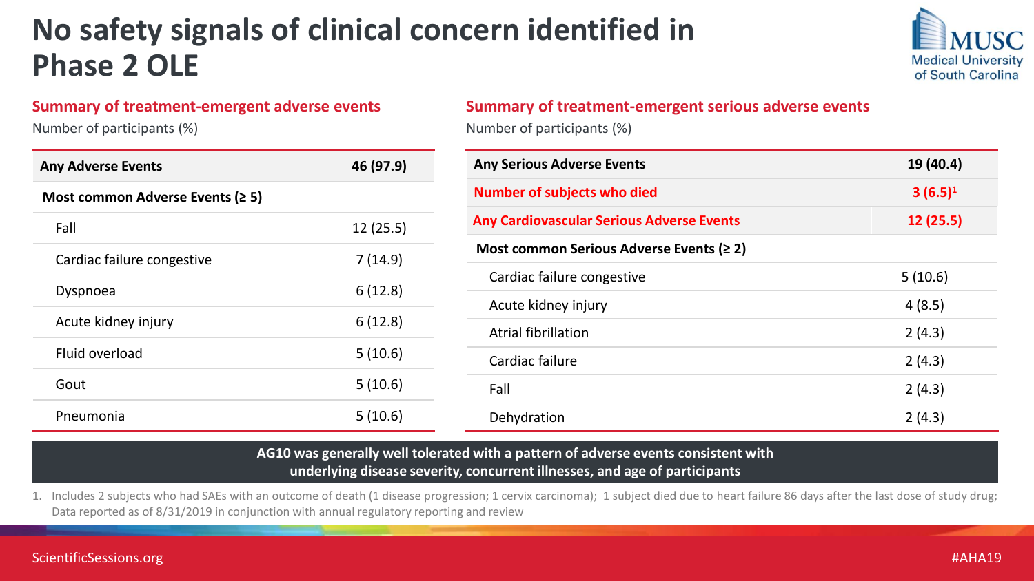# No safety signals of clinical concern identified in Phase 2 OLE

## Summary of treatment-emergent adverse events

Number of participants (%)

| Any Adverse Events | 46 (97.9) |
|---|---|
| **Most common Adverse Events (≥ 5)** | |
| Fall | 12 (25.5) |
| Cardiac failure congestive | 7 (14.9) |
| Dyspnoea | 6 (12.8) |
| Acute kidney injury | 6 (12.8) |
| Fluid overload | 5 (10.6) |
| Gout | 5 (10.6) |
| Pneumonia | 5 (10.6) |

## Summary of treatment-emergent serious adverse events

Number of participants (%)

| Any Serious Adverse Events | 19 (40.4) |
|---|---|
| **Number of subjects who died** | **3 (6.5)[1]** |
| **Any Cardiovascular Serious Adverse Events** | **12 (25.5)** |
| **Most common Serious Adverse Events (≥ 2)** | |
| Cardiac failure congestive | 5 (10.6) |
| Acute kidney injury | 4 (8.5) |
| Atrial fibrillation | 2 (4.3) |
| Cardiac failure | 2 (4.3) |
| Fall | 2 (4.3) |
| Dehydration | 2 (4.3) |

**AG10 was generally well tolerated with a pattern of adverse events consistent with underlying disease severity, concurrent illnesses, and age of participants**

1. Includes 2 subjects who had SAEs with an outcome of death (1 disease progression; 1 cervix carcinoma); 1 subject died due to heart failure 86 days after the last dose of study drug; Data reported as of 8/31/2019 in conjunction with annual regulatory reporting and review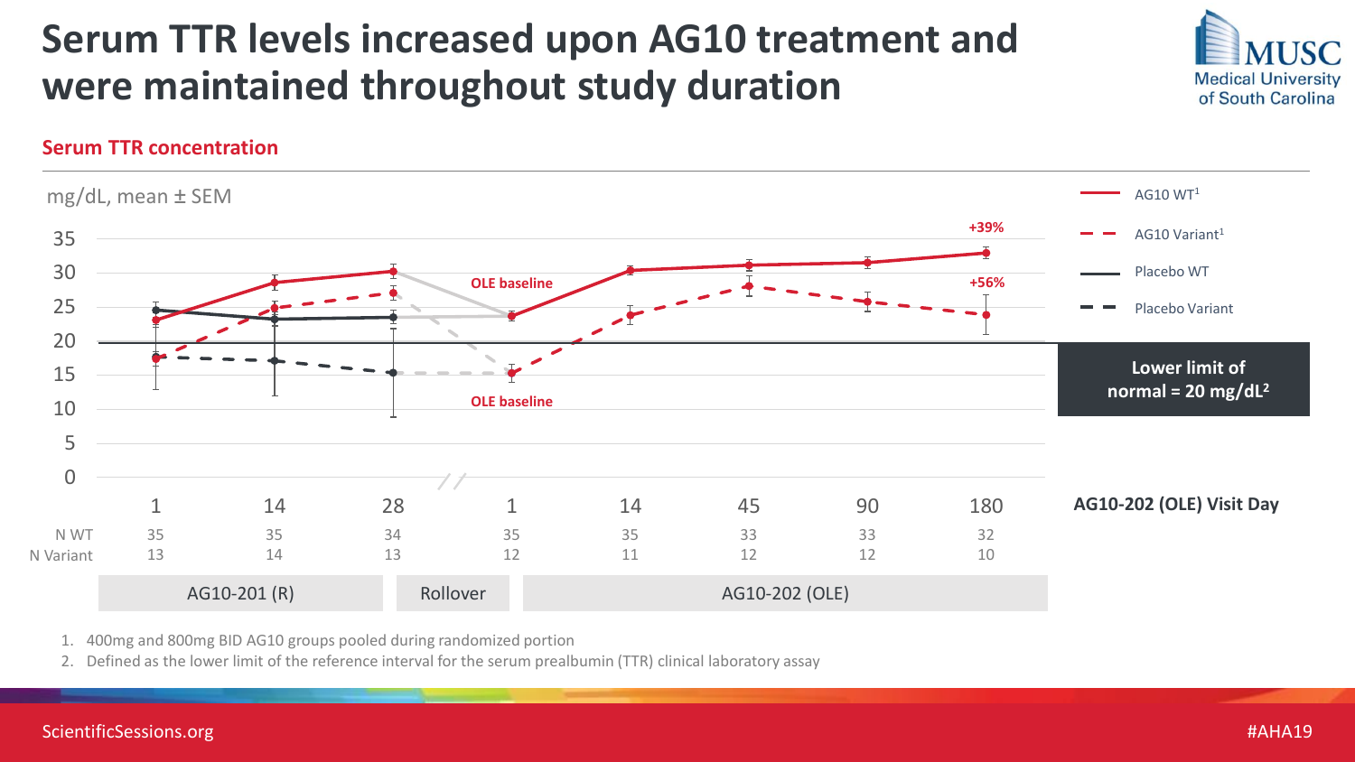# Serum TTR levels increased upon AG10 treatment and were maintained throughout study duration

## Serum TTR concentration

mg/dL, mean ± SEM

Legend: AG10 WT[1]; AG10 Variant[1]; Placebo WT; Placebo Variant

Lower limit of normal = 20 mg/dL[2]

+39% (AG10 WT, Day 180); +56% (AG10 Variant, Day 180)

OLE baseline

| | AG10-201 (R) | | | Rollover | AG10-202 (OLE) | | | |
|---|---|---|---|---|---|---|---|---|
| Visit Day | 1 | 14 | 28 | 1 | 14 | 45 | 90 | 180 |
| N WT | 35 | 35 | 34 | 35 | 35 | 33 | 33 | 32 |
| N Variant | 13 | 14 | 13 | 12 | 11 | 12 | 12 | 10 |

AG10-202 (OLE) Visit Day

1. 400mg and 800mg BID AG10 groups pooled during randomized portion
2. Defined as the lower limit of the reference interval for the serum prealbumin (TTR) clinical laboratory assay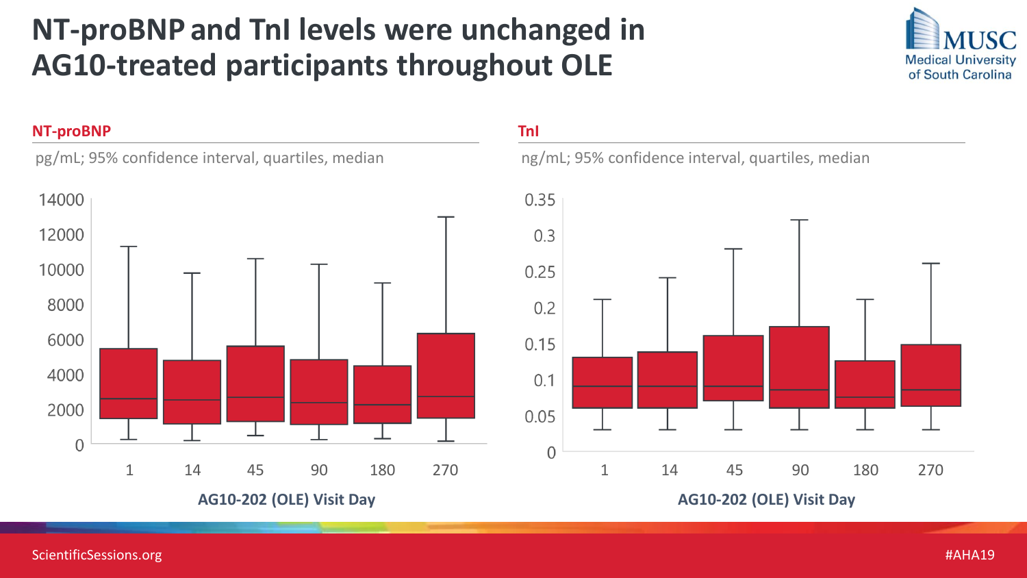# NT-proBNP and TnI levels were unchanged in AG10-treated participants throughout OLE

## NT-proBNP

pg/mL; 95% confidence interval, quartiles, median

AG10-202 (OLE) Visit Day: 1, 14, 45, 90, 180, 270

## TnI

ng/mL; 95% confidence interval, quartiles, median

AG10-202 (OLE) Visit Day: 1, 14, 45, 90, 180, 270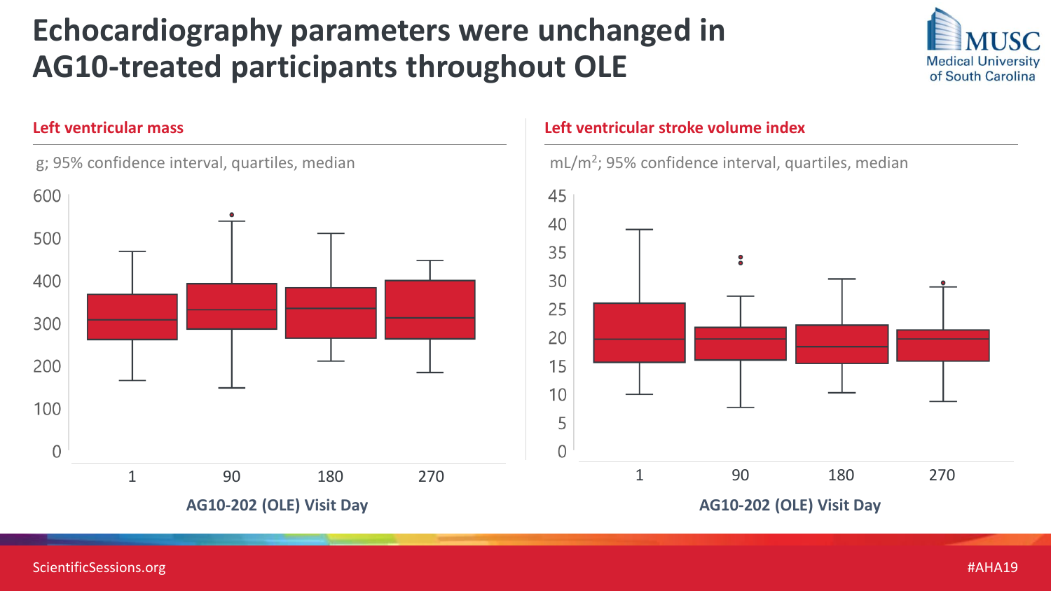# Echocardiography parameters were unchanged in AG10-treated participants throughout OLE

## Left ventricular mass

g; 95% confidence interval, quartiles, median

AG10-202 (OLE) Visit Day: 1, 90, 180, 270

## Left ventricular stroke volume index

mL/m$^2$; 95% confidence interval, quartiles, median

AG10-202 (OLE) Visit Day: 1, 90, 180, 270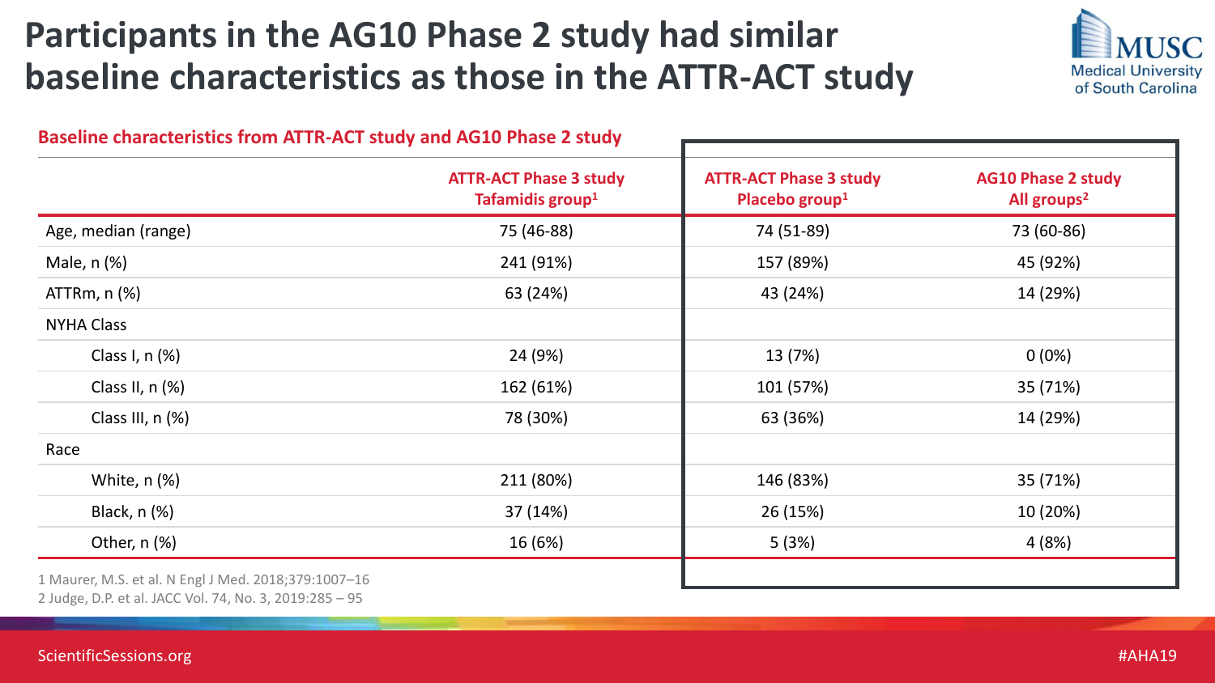# Participants in the AG10 Phase 2 study had similar baseline characteristics as those in the ATTR-ACT study

**Baseline characteristics from ATTR-ACT study and AG10 Phase 2 study**

| | ATTR-ACT Phase 3 study Tafamidis group[1] | ATTR-ACT Phase 3 study Placebo group[1] | AG10 Phase 2 study All groups[2] |
|---|---|---|---|
| Age, median (range) | 75 (46-88) | 74 (51-89) | 73 (60-86) |
| Male, n (%) | 241 (91%) | 157 (89%) | 45 (92%) |
| ATTRm, n (%) | 63 (24%) | 43 (24%) | 14 (29%) |
| NYHA Class | | | |
| Class I, n (%) | 24 (9%) | 13 (7%) | 0 (0%) |
| Class II, n (%) | 162 (61%) | 101 (57%) | 35 (71%) |
| Class III, n (%) | 78 (30%) | 63 (36%) | 14 (29%) |
| Race | | | |
| White, n (%) | 211 (80%) | 146 (83%) | 35 (71%) |
| Black, n (%) | 37 (14%) | 26 (15%) | 10 (20%) |
| Other, n (%) | 16 (6%) | 5 (3%) | 4 (8%) |

1 Maurer, M.S. et al. N Engl J Med. 2018;379:1007–16
2 Judge, D.P. et al. JACC Vol. 74, No. 3, 2019:285 – 95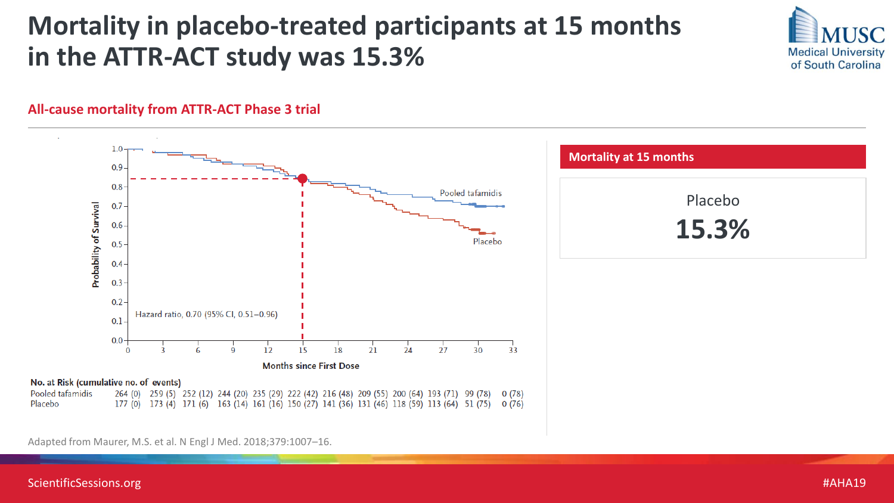# Mortality in placebo-treated participants at 15 months in the ATTR-ACT study was 15.3%

## All-cause mortality from ATTR-ACT Phase 3 trial

Hazard ratio, 0.70 (95% CI, 0.51–0.96)

**No. at Risk (cumulative no. of events)**

| Months since First Dose | 0 | 3 | 6 | 9 | 12 | 15 | 18 | 21 | 24 | 27 | 30 | 33 |
|---|---|---|---|---|---|---|---|---|---|---|---|---|
| Pooled tafamidis | 264 (0) | 259 (5) | 252 (12) | 244 (20) | 235 (29) | 222 (42) | 216 (48) | 209 (55) | 200 (64) | 193 (71) | 99 (78) | 0 (78) |
| Placebo | 177 (0) | 173 (4) | 171 (6) | 163 (14) | 161 (16) | 150 (27) | 141 (36) | 131 (46) | 118 (59) | 113 (64) | 51 (75) | 0 (76) |

Adapted from Maurer, M.S. et al. N Engl J Med. 2018;379:1007–16.

**Mortality at 15 months**

Placebo

**15.3%**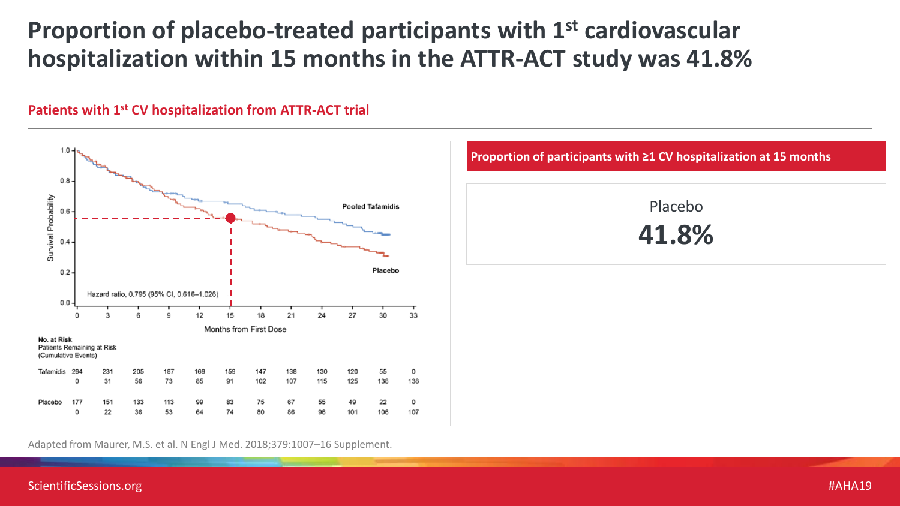# Proportion of placebo-treated participants with 1st cardiovascular hospitalization within 15 months in the ATTR-ACT study was 41.8%

## Patients with 1st CV hospitalization from ATTR-ACT trial

Hazard ratio, 0.795 (95% CI, 0.616–1.026)

Survival Probability

Months from First Dose

Pooled Tafamidis

Placebo

**No. at Risk**
Patients Remaining at Risk
(Cumulative Events)

| | 0 | 3 | 6 | 9 | 12 | 15 | 18 | 21 | 24 | 27 | 30 | 33 |
|---|---|---|---|---|---|---|---|---|---|---|---|---|
| Tafamidis | 264 | 231 | 205 | 187 | 169 | 159 | 147 | 138 | 130 | 120 | 55 | 0 |
| | 0 | 31 | 56 | 73 | 85 | 91 | 102 | 107 | 115 | 125 | 138 | 138 |
| Placebo | 177 | 151 | 133 | 113 | 99 | 83 | 75 | 67 | 55 | 49 | 22 | 0 |
| | 0 | 22 | 36 | 53 | 64 | 74 | 80 | 86 | 96 | 101 | 106 | 107 |

**Proportion of participants with ≥1 CV hospitalization at 15 months**

Placebo
**41.8%**

Adapted from Maurer, M.S. et al. N Engl J Med. 2018;379:1007–16 Supplement.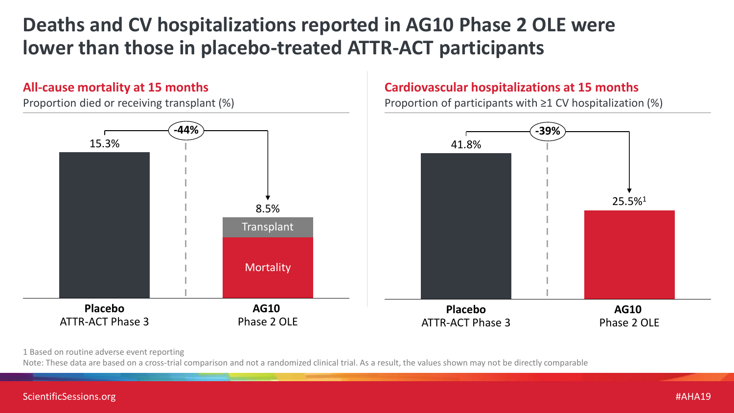# Deaths and CV hospitalizations reported in AG10 Phase 2 OLE were lower than those in placebo-treated ATTR-ACT participants

## All-cause mortality at 15 months

Proportion died or receiving transplant (%)

| | Placebo ATTR-ACT Phase 3 | AG10 Phase 2 OLE |
|---|---|---|
| Proportion died or receiving transplant | 15.3% | 8.5% (Transplant + Mortality) |

-44%

## Cardiovascular hospitalizations at 15 months

Proportion of participants with ≥1 CV hospitalization (%)

| | Placebo ATTR-ACT Phase 3 | AG10 Phase 2 OLE |
|---|---|---|
| Proportion with ≥1 CV hospitalization | 41.8% | 25.5%[1] |

-39%

1 Based on routine adverse event reporting

Note: These data are based on a cross-trial comparison and not a randomized clinical trial. As a result, the values shown may not be directly comparable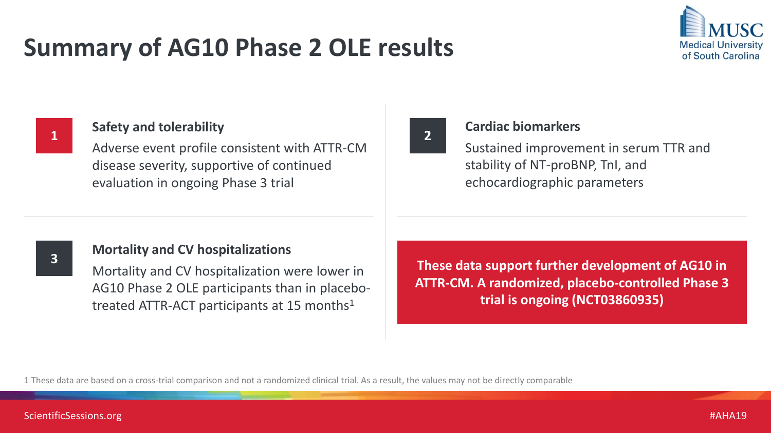# Summary of AG10 Phase 2 OLE results

**1** **Safety and tolerability**

Adverse event profile consistent with ATTR-CM disease severity, supportive of continued evaluation in ongoing Phase 3 trial

**2** **Cardiac biomarkers**

Sustained improvement in serum TTR and stability of NT-proBNP, TnI, and echocardiographic parameters

**3** **Mortality and CV hospitalizations**

Mortality and CV hospitalization were lower in AG10 Phase 2 OLE participants than in placebo-treated ATTR-ACT participants at 15 months[1]

**These data support further development of AG10 in ATTR-CM. A randomized, placebo-controlled Phase 3 trial is ongoing (NCT03860935)**

1 These data are based on a cross-trial comparison and not a randomized clinical trial. As a result, the values may not be directly comparable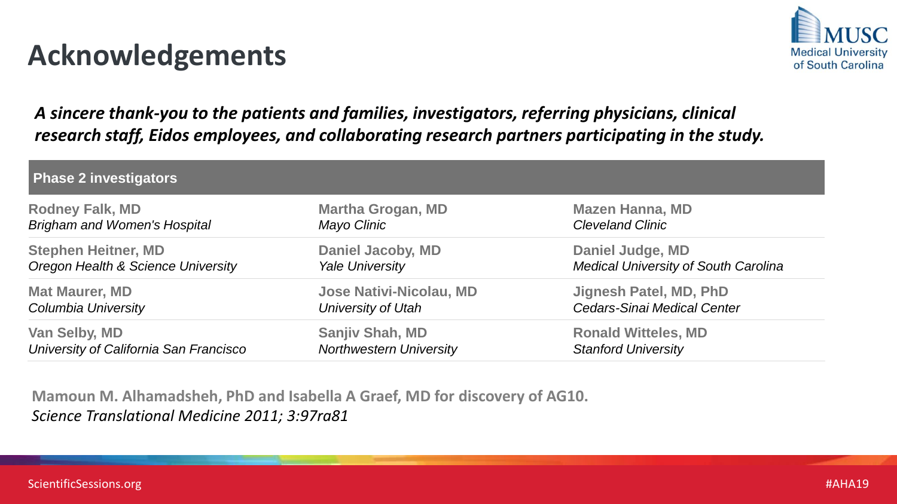# Acknowledgements

***A sincere thank-you to the patients and families, investigators, referring physicians, clinical research staff, Eidos employees, and collaborating research partners participating in the study.***

| Phase 2 investigators | | |
|---|---|---|
| **Rodney Falk, MD**<br>*Brigham and Women's Hospital* | **Martha Grogan, MD**<br>*Mayo Clinic* | **Mazen Hanna, MD**<br>*Cleveland Clinic* |
| **Stephen Heitner, MD**<br>*Oregon Health & Science University* | **Daniel Jacoby, MD**<br>*Yale University* | **Daniel Judge, MD**<br>*Medical University of South Carolina* |
| **Mat Maurer, MD**<br>*Columbia University* | **Jose Nativi-Nicolau, MD**<br>*University of Utah* | **Jignesh Patel, MD, PhD**<br>*Cedars-Sinai Medical Center* |
| **Van Selby, MD**<br>*University of California San Francisco* | **Sanjiv Shah, MD**<br>*Northwestern University* | **Ronald Witteles, MD**<br>*Stanford University* |

**Mamoun M. Alhamadsheh, PhD and Isabella A Graef, MD for discovery of AG10.**
*Science Translational Medicine 2011; 3:97ra81*